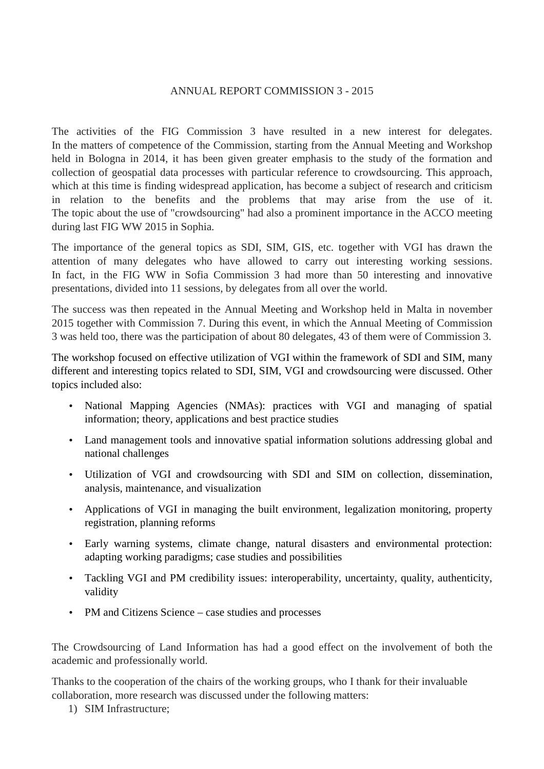# ANNUAL REPORT COMMISSION 3 - 2015

The activities of the FIG Commission 3 have resulted in a new interest for delegates. In the matters of competence of the Commission, starting from the Annual Meeting and Workshop held in Bologna in 2014, it has been given greater emphasis to the study of the formation and collection of geospatial data processes with particular reference to crowdsourcing. This approach, which at this time is finding widespread application, has become a subject of research and criticism in relation to the benefits and the problems that may arise from the use of it. The topic about the use of "crowdsourcing" had also a prominent importance in the ACCO meeting during last FIG WW 2015 in Sophia.

The importance of the general topics as SDI, SIM, GIS, etc. together with VGI has drawn the attention of many delegates who have allowed to carry out interesting working sessions. In fact, in the FIG WW in Sofia Commission 3 had more than 50 interesting and innovative presentations, divided into 11 sessions, by delegates from all over the world.

The success was then repeated in the Annual Meeting and Workshop held in Malta in november 2015 together with Commission 7. During this event, in which the Annual Meeting of Commission 3 was held too, there was the participation of about 80 delegates, 43 of them were of Commission 3.

The workshop focused on effective utilization of VGI within the framework of SDI and SIM, many different and interesting topics related to SDI, SIM, VGI and crowdsourcing were discussed. Other topics included also:

- National Mapping Agencies (NMAs): practices with VGI and managing of spatial information; theory, applications and best practice studies
- Land management tools and innovative spatial information solutions addressing global and national challenges
- Utilization of VGI and crowdsourcing with SDI and SIM on collection, dissemination, analysis, maintenance, and visualization
- Applications of VGI in managing the built environment, legalization monitoring, property registration, planning reforms
- Early warning systems, climate change, natural disasters and environmental protection: adapting working paradigms; case studies and possibilities
- Tackling VGI and PM credibility issues: interoperability, uncertainty, quality, authenticity, validity
- PM and Citizens Science – case studies and processes

The Crowdsourcing of Land Information has had a good effect on the involvement of both the academic and professionally world.

Thanks to the cooperation of the chairs of the working groups, who I thank for their invaluable collaboration, more research was discussed under the following matters:

1) SIM Infrastructure;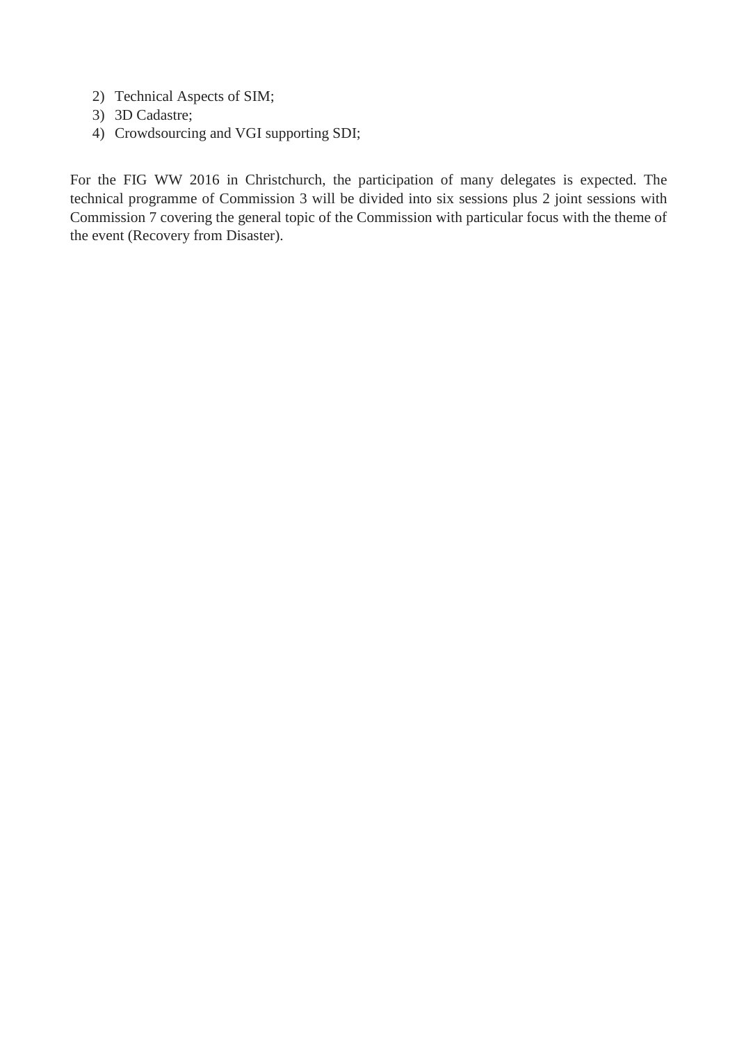2) Technical Aspects of SIM;
3) 3D Cadastre;
4) Crowdsourcing and VGI supporting SDI;

For the FIG WW 2016 in Christchurch, the participation of many delegates is expected. The technical programme of Commission 3 will be divided into six sessions plus 2 joint sessions with Commission 7 covering the general topic of the Commission with particular focus with the theme of the event (Recovery from Disaster).